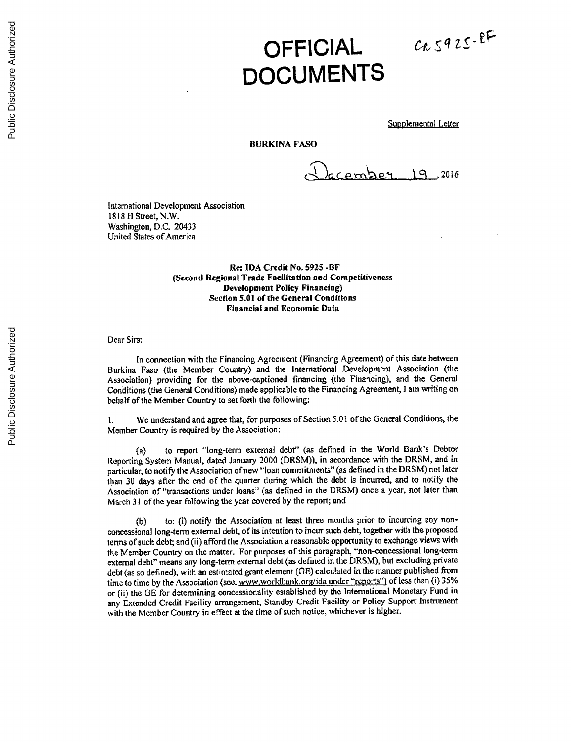# OFFICIAL DOCUMENTS

CR 5925-BF

Supplemental Letter

**BURKINA FASO**

December 19, 2016

International Development Association
1818 H Street, N.W.
Washington, D.C. 20433
United States of America

**Re: IDA Credit No. 5925 -BF**
**(Second Regional Trade Facilitation and Competitiveness Development Policy Financing)**
**Section 5.01 of the General Conditions**
**Financial and Economic Data**

Dear Sirs:

In connection with the Financing Agreement (Financing Agreement) of this date between Burkina Faso (the Member Country) and the International Development Association (the Association) providing for the above-captioned financing (the Financing), and the General Conditions (the General Conditions) made applicable to the Financing Agreement, I am writing on behalf of the Member Country to set forth the following:

1. We understand and agree that, for purposes of Section 5.01 of the General Conditions, the Member Country is required by the Association:

(a) to report "long-term external debt" (as defined in the World Bank's Debtor Reporting System Manual, dated January 2000 (DRSM)), in accordance with the DRSM, and in particular, to notify the Association of new "loan commitments" (as defined in the DRSM) not later than 30 days after the end of the quarter during which the debt is incurred, and to notify the Association of "transactions under loans" (as defined in the DRSM) once a year, not later than March 31 of the year following the year covered by the report; and

(b) to: (i) notify the Association at least three months prior to incurring any non-concessional long-term external debt, of its intention to incur such debt, together with the proposed terms of such debt; and (ii) afford the Association a reasonable opportunity to exchange views with the Member Country on the matter. For purposes of this paragraph, "non-concessional long-term external debt" means any long-term external debt (as defined in the DRSM), but excluding private debt (as so defined), with an estimated grant element (GE) calculated in the manner published from time to time by the Association (see, www.worldbank.org/ida under "reports") of less than (i) 35% or (ii) the GE for determining concessionality established by the International Monetary Fund in any Extended Credit Facility arrangement, Standby Credit Facility or Policy Support Instrument with the Member Country in effect at the time of such notice, whichever is higher.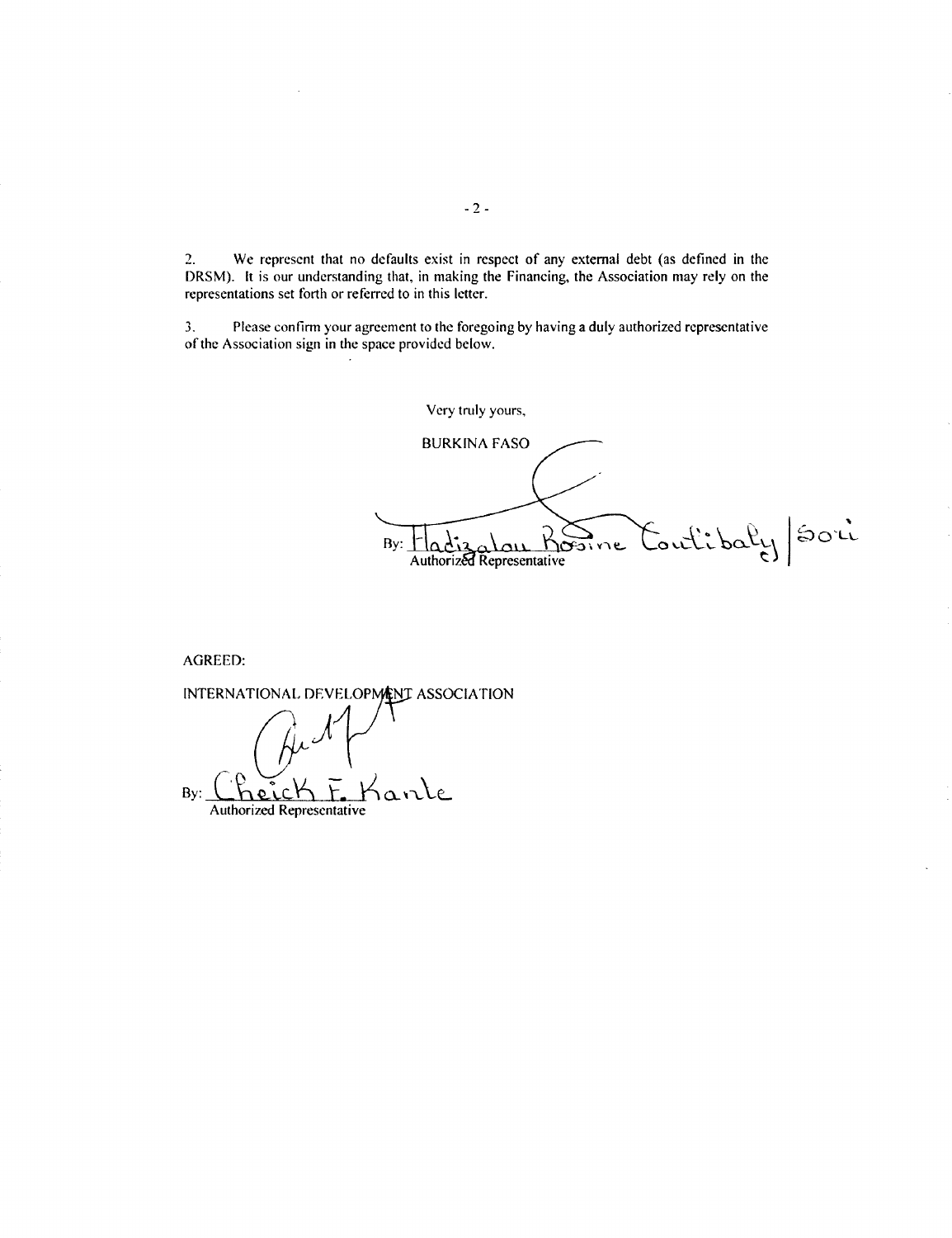2. We represent that no defaults exist in respect of any external debt (as defined in the DRSM). It is our understanding that, in making the Financing, the Association may rely on the representations set forth or referred to in this letter.

3. Please confirm your agreement to the foregoing by having a duly authorized representative of the Association sign in the space provided below.

Very truly yours,

BURKINA FASO

By: Hadizatou Rosine Coulibaly Sori
Authorized Representative

AGREED:

INTERNATIONAL DEVELOPMENT ASSOCIATION

By: Cheick F. Kante
Authorized Representative